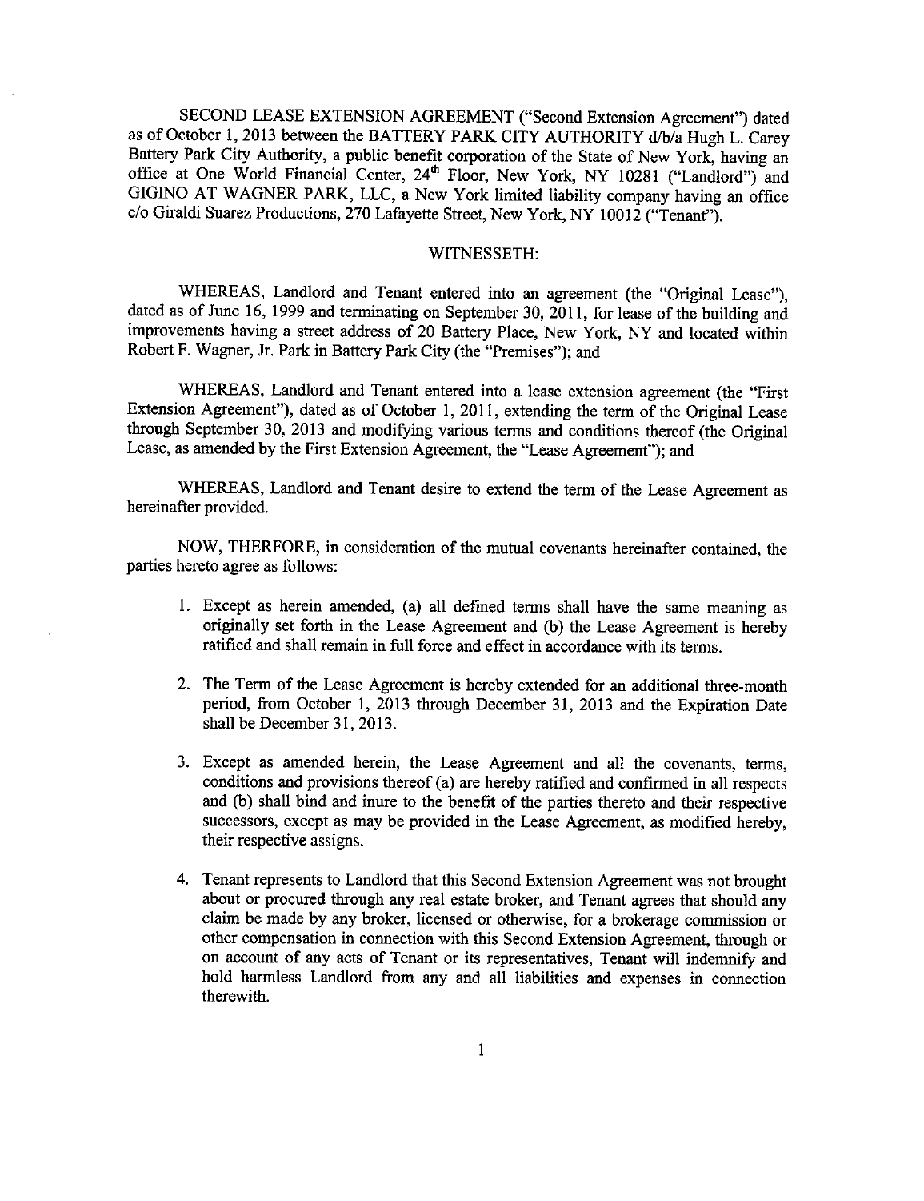SECOND LEASE EXTENSION AGREEMENT ("Second Extension Agreement") dated as of October 1, 2013 between the BATTERY PARK CITY AUTHORITY d/b/a Hugh L. Carey Battery Park City Authority, a public benefit corporation of the State of New York, having an office at One World Financial Center, 24th Floor, New York, NY 10281 ("Landlord") and GIGINO AT WAGNER PARK, LLC, a New York limited liability company having an office c/o Giraldi Suarez Productions, 270 Lafayette Street, New York, NY 10012 ("Tenant").

WITNESSETH:

WHEREAS, Landlord and Tenant entered into an agreement (the "Original Lease"), dated as of June 16, 1999 and terminating on September 30, 2011, for lease of the building and improvements having a street address of 20 Battery Place, New York, NY and located within Robert F. Wagner, Jr. Park in Battery Park City (the "Premises"); and

WHEREAS, Landlord and Tenant entered into a lease extension agreement (the "First Extension Agreement"), dated as of October 1, 2011, extending the term of the Original Lease through September 30, 2013 and modifying various terms and conditions thereof (the Original Lease, as amended by the First Extension Agreement, the "Lease Agreement"); and

WHEREAS, Landlord and Tenant desire to extend the term of the Lease Agreement as hereinafter provided.

NOW, THERFORE, in consideration of the mutual covenants hereinafter contained, the parties hereto agree as follows:

1. Except as herein amended, (a) all defined terms shall have the same meaning as originally set forth in the Lease Agreement and (b) the Lease Agreement is hereby ratified and shall remain in full force and effect in accordance with its terms.

2. The Term of the Lease Agreement is hereby extended for an additional three-month period, from October 1, 2013 through December 31, 2013 and the Expiration Date shall be December 31, 2013.

3. Except as amended herein, the Lease Agreement and all the covenants, terms, conditions and provisions thereof (a) are hereby ratified and confirmed in all respects and (b) shall bind and inure to the benefit of the parties thereto and their respective successors, except as may be provided in the Lease Agreement, as modified hereby, their respective assigns.

4. Tenant represents to Landlord that this Second Extension Agreement was not brought about or procured through any real estate broker, and Tenant agrees that should any claim be made by any broker, licensed or otherwise, for a brokerage commission or other compensation in connection with this Second Extension Agreement, through or on account of any acts of Tenant or its representatives, Tenant will indemnify and hold harmless Landlord from any and all liabilities and expenses in connection therewith.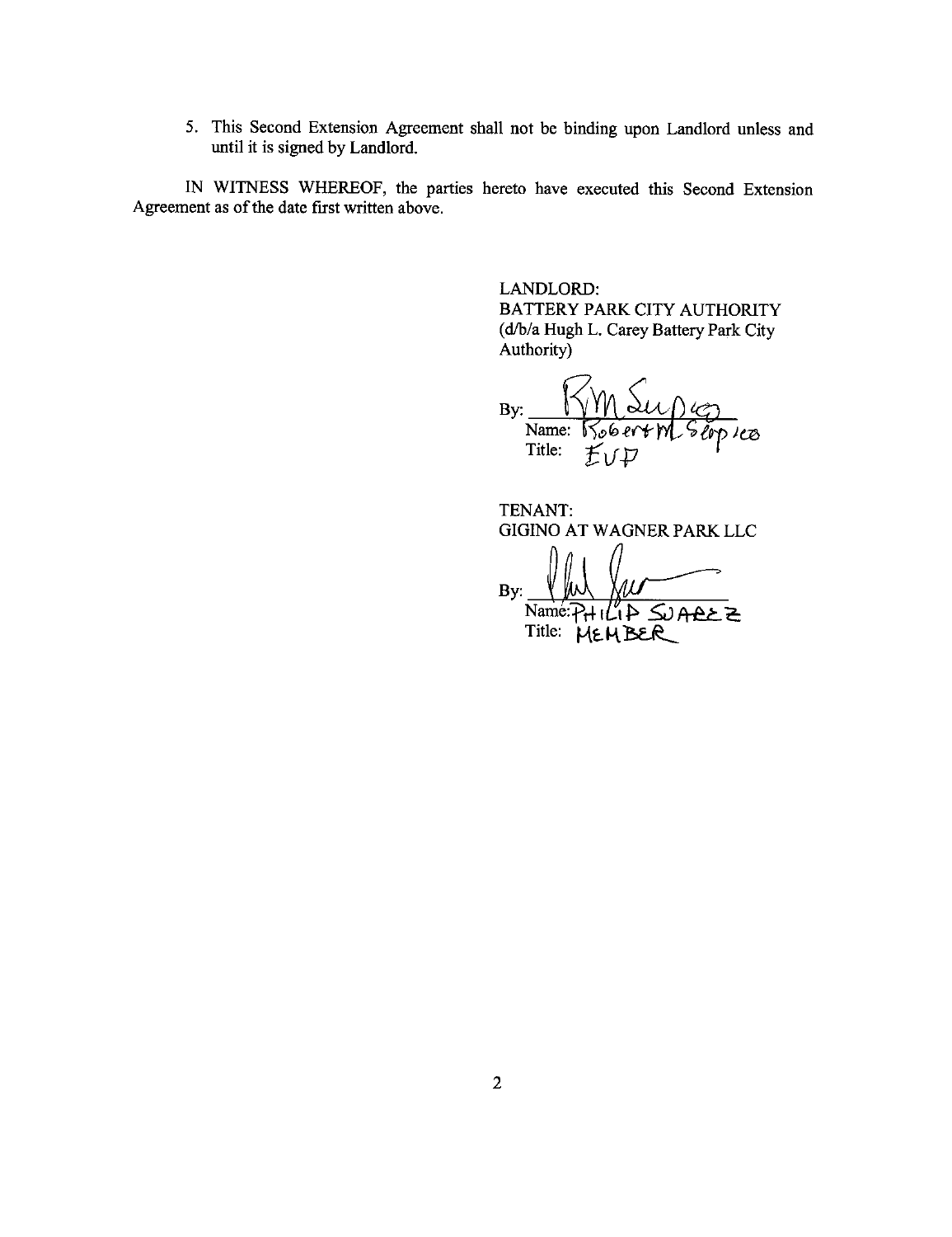5. This Second Extension Agreement shall not be binding upon Landlord unless and until it is signed by Landlord.

IN WITNESS WHEREOF, the parties hereto have executed this Second Extension Agreement as of the date first written above.

LANDLORD:
BATTERY PARK CITY AUTHORITY
(d/b/a Hugh L. Carey Battery Park City Authority)

By: ______________________
Name: Robert M. Serpico
Title: EVP

TENANT:
GIGINO AT WAGNER PARK LLC

By: ______________________
Name: PHILIP SUAREZ
Title: MEMBER